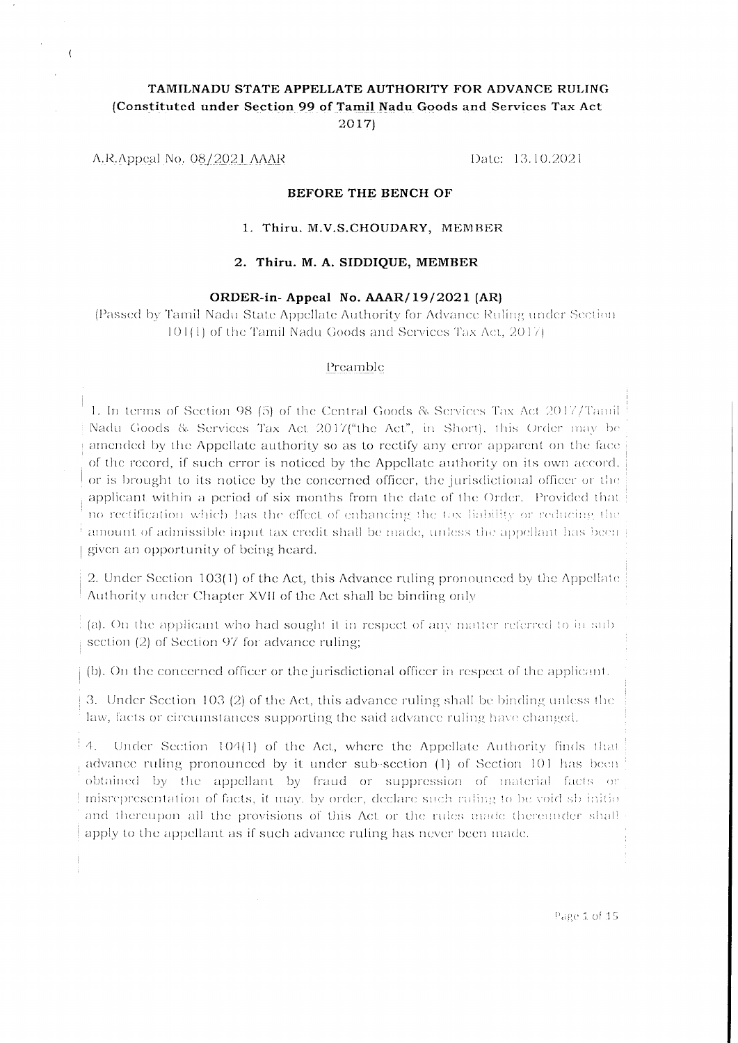# TAMILNADU STATE APPELLATE AUTHORITY FOR ADVANCE RULING

**(Constituted under Section 99 of Tamil Nadu Goods and Services Tax Act 2017)**

A.R.Appeal No. 08/2021 AAAR    Date: 13.10.2021

**BEFORE THE BENCH OF**

1. **Thiru. M.V.S.CHOUDARY, MEMBER**
2. **Thiru. M. A. SIDDIQUE, MEMBER**

**ORDER-in- Appeal No. AAAR/19/2021 (AR)**

(Passed by Tamil Nadu State Appellate Authority for Advance Ruling under Section 101(1) of the Tamil Nadu Goods and Services Tax Act, 2017)

## Preamble

1. In terms of Section 98 (5) of the Central Goods & Services Tax Act 2017/Tamil Nadu Goods & Services Tax Act 2017("the Act", in Short), this Order may be amended by the Appellate authority so as to rectify any error apparent on the face of the record, if such error is noticed by the Appellate authority on its own accord, or is brought to its notice by the concerned officer, the jurisdictional officer or the applicant within a period of six months from the date of the Order. Provided that no rectification which has the effect of enhancing the tax liability or reducing the amount of admissible input tax credit shall be made, unless the appellant has been given an opportunity of being heard.

2. Under Section 103(1) of the Act, this Advance ruling pronounced by the Appellate Authority under Chapter XVII of the Act shall be binding only

(a). On the applicant who had sought it in respect of any matter referred to in sub section (2) of Section 97 for advance ruling;

(b). On the concerned officer or the jurisdictional officer in respect of the applicant.

3. Under Section 103 (2) of the Act, this advance ruling shall be binding unless the law, facts or circumstances supporting the said advance ruling have changed.

4. Under Section 104(1) of the Act, where the Appellate Authority finds that advance ruling pronounced by it under sub-section (1) of Section 101 has been obtained by the appellant by fraud or suppression of material facts or misrepresentation of facts, it may, by order, declare such ruling to be void ab initio and thereupon all the provisions of this Act or the rules made thereunder shall apply to the appellant as if such advance ruling has never been made.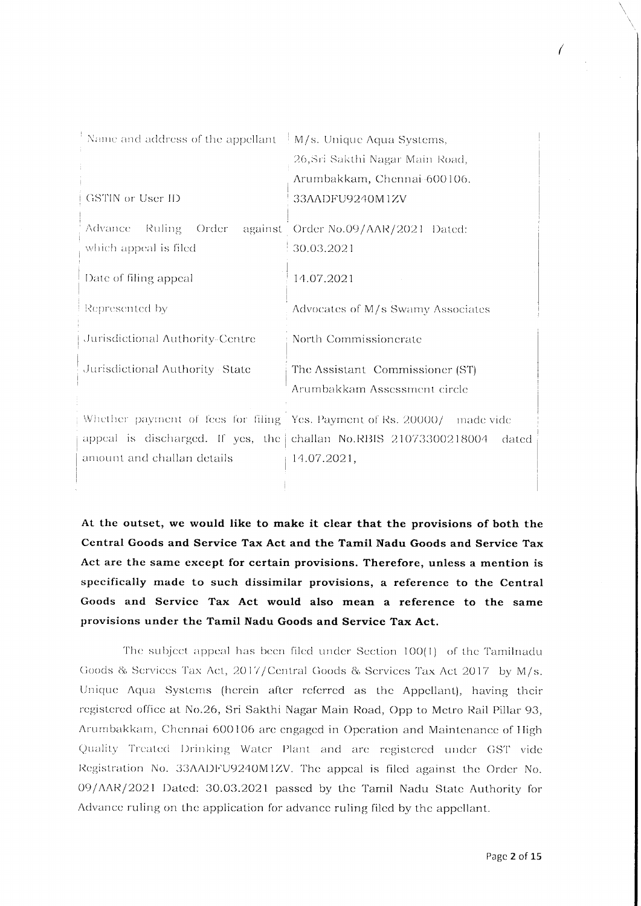| | |
|---|---|
| Name and address of the appellant | M/s. Unique Aqua Systems, 26,Sri Sakthi Nagar Main Road, Arumbakkam, Chennai-600106. |
| GSTIN or User ID | 33AADFU9240M1ZV |
| Advance Ruling Order against which appeal is filed | Order No.09/AAR/2021 Dated: 30.03.2021 |
| Date of filing appeal | 14.07.2021 |
| Represented by | Advocates of M/s Swamy Associates |
| Jurisdictional Authority-Centre | North Commissionerate |
| Jurisdictional Authority State | The Assistant Commissioner (ST) Arumbakkam Assessment circle |
| Whether payment of fees for filing appeal is discharged. If yes, the amount and challan details | Yes. Payment of Rs. 20000/ made vide challan No.RBIS 21073300218004 dated 14.07.2021, |

**At the outset, we would like to make it clear that the provisions of both the Central Goods and Service Tax Act and the Tamil Nadu Goods and Service Tax Act are the same except for certain provisions. Therefore, unless a mention is specifically made to such dissimilar provisions, a reference to the Central Goods and Service Tax Act would also mean a reference to the same provisions under the Tamil Nadu Goods and Service Tax Act.**

The subject appeal has been filed under Section 100(1) of the Tamilnadu Goods & Services Tax Act, 2017/Central Goods & Services Tax Act 2017 by M/s. Unique Aqua Systems (herein after referred as the Appellant), having their registered office at No.26, Sri Sakthi Nagar Main Road, Opp to Metro Rail Pillar 93, Arumbakkam, Chennai 600106 are engaged in Operation and Maintenance of High Quality Treated Drinking Water Plant and are registered under GST vide Registration No. 33AADFU9240M1ZV. The appeal is filed against the Order No. 09/AAR/2021 Dated: 30.03.2021 passed by the Tamil Nadu State Authority for Advance ruling on the application for advance ruling filed by the appellant.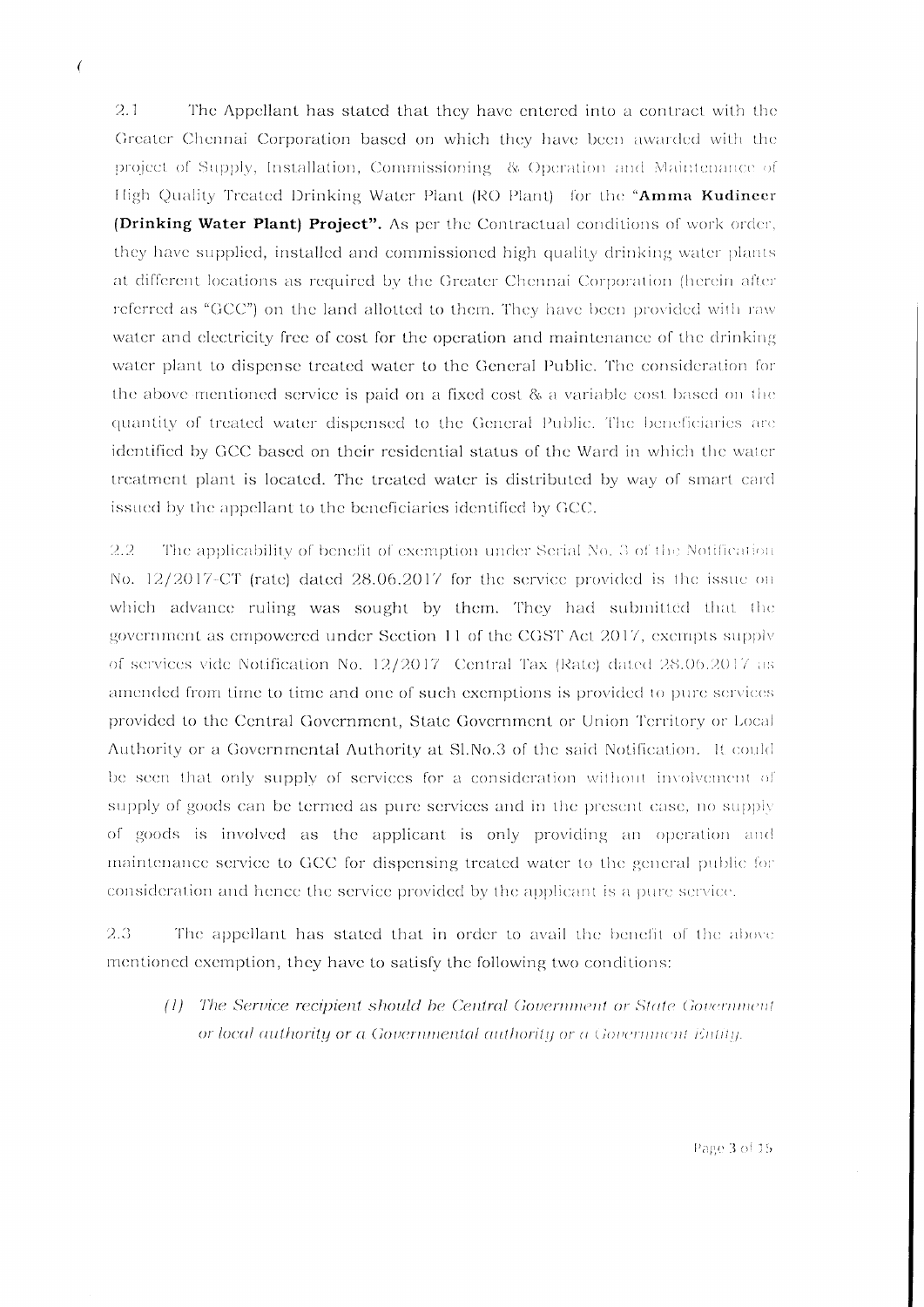2.1 The Appellant has stated that they have entered into a contract with the Greater Chennai Corporation based on which they have been awarded with the project of Supply, Installation, Commissioning & Operation and Maintenance of High Quality Treated Drinking Water Plant (RO Plant) for the "**Amma Kudineer (Drinking Water Plant) Project**". As per the Contractual conditions of work order, they have supplied, installed and commissioned high quality drinking water plants at different locations as required by the Greater Chennai Corporation (herein after referred as "GCC") on the land allotted to them. They have been provided with raw water and electricity free of cost for the operation and maintenance of the drinking water plant to dispense treated water to the General Public. The consideration for the above mentioned service is paid on a fixed cost & a variable cost based on the quantity of treated water dispensed to the General Public. The beneficiaries are identified by GCC based on their residential status of the Ward in which the water treatment plant is located. The treated water is distributed by way of smart card issued by the appellant to the beneficiaries identified by GCC.

2.2 The applicability of benefit of exemption under Serial No. 3 of the Notification No. 12/2017-CT (rate) dated 28.06.2017 for the service provided is the issue on which advance ruling was sought by them. They had submitted that the government as empowered under Section 11 of the CGST Act 2017, exempts supply of services vide Notification No. 12/2017 Central Tax (Rate) dated 28.06.2017 as amended from time to time and one of such exemptions is provided to pure services provided to the Central Government, State Government or Union Territory or Local Authority or a Governmental Authority at Sl.No.3 of the said Notification. It could be seen that only supply of services for a consideration without involvement of supply of goods can be termed as pure services and in the present case, no supply of goods is involved as the applicant is only providing an operation and maintenance service to GCC for dispensing treated water to the general public for consideration and hence the service provided by the applicant is a pure service.

2.3 The appellant has stated that in order to avail the benefit of the above mentioned exemption, they have to satisfy the following two conditions:

(1) *The Service recipient should be Central Government or State Government or local authority or a Governmental authority or a Government Entity.*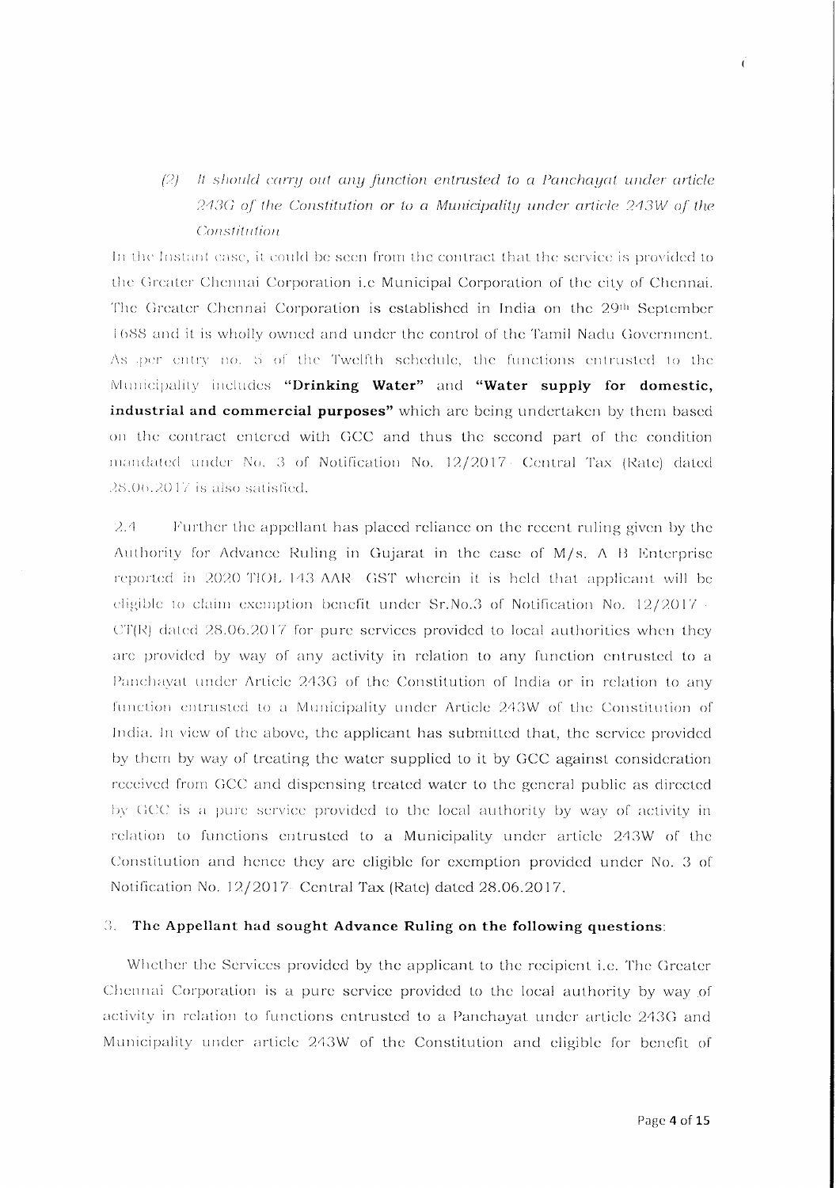*(2) It should carry out any function entrusted to a Panchayat under article 243G of the Constitution or to a Municipality under article 243W of the Constitution*

In the Instant case, it could be seen from the contract that the service is provided to the Greater Chennai Corporation i.e Municipal Corporation of the city of Chennai. The Greater Chennai Corporation is established in India on the 29th September 1688 and it is wholly owned and under the control of the Tamil Nadu Government. As per entry no. 5 of the Twelfth schedule, the functions entrusted to the Municipality includes **"Drinking Water"** and **"Water supply for domestic, industrial and commercial purposes"** which are being undertaken by them based on the contract entered with GCC and thus the second part of the condition mandated under No. 3 of Notification No. 12/2017- Central Tax (Rate) dated 28.06.2017 is also satisfied.

2.4 Further the appellant has placed reliance on the recent ruling given by the Authority for Advance Ruling in Gujarat in the case of M/s. A B Enterprise reported in 2020 TIOL 143 AAR GST wherein it is held that applicant will be eligible to claim exemption benefit under Sr.No.3 of Notification No. 12/2017 - CT(R) dated 28.06.2017 for pure services provided to local authorities when they are provided by way of any activity in relation to any function entrusted to a Panchayat under Article 243G of the Constitution of India or in relation to any function entrusted to a Municipality under Article 243W of the Constitution of India. In view of the above, the applicant has submitted that, the service provided by them by way of treating the water supplied to it by GCC against consideration received from GCC and dispensing treated water to the general public as directed by GCC is a pure service provided to the local authority by way of activity in relation to functions entrusted to a Municipality under article 243W of the Constitution and hence they are eligible for exemption provided under No. 3 of Notification No. 12/2017- Central Tax (Rate) dated 28.06.2017.

3. **The Appellant had sought Advance Ruling on the following questions**:

Whether the Services provided by the applicant to the recipient i.e. The Greater Chennai Corporation is a pure service provided to the local authority by way of activity in relation to functions entrusted to a Panchayat under article 243G and Municipality under article 243W of the Constitution and eligible for benefit of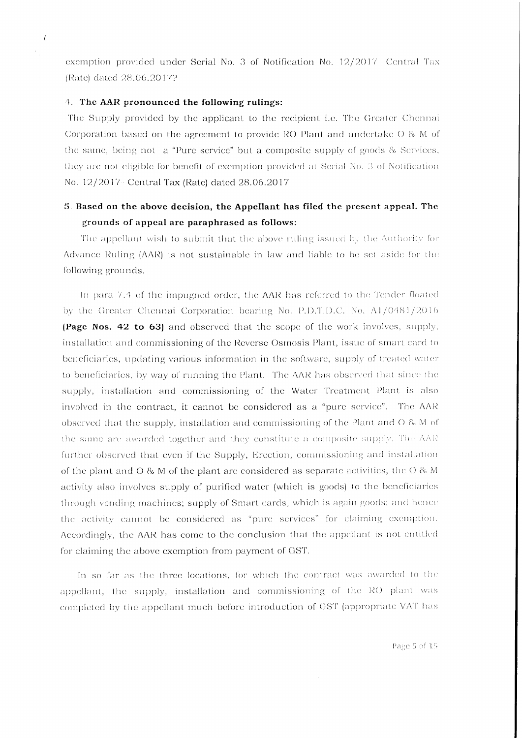exemption provided under Serial No. 3 of Notification No. 12/2017 Central Tax (Rate) dated 28.06.2017?

4. **The AAR pronounced the following rulings:**

The Supply provided by the applicant to the recipient i.e. The Greater Chennai Corporation based on the agreement to provide RO Plant and undertake O & M of the same, being not a "Pure service" but a composite supply of goods & Services, they are not eligible for benefit of exemption provided at Serial No. 3 of Notification No. 12/2017- Central Tax (Rate) dated 28.06.2017

5. **Based on the above decision, the Appellant has filed the present appeal. The grounds of appeal are paraphrased as follows:**

The appellant wish to submit that the above ruling issued by the Authority for Advance Ruling (AAR) is not sustainable in law and liable to be set aside for the following grounds.

In para 7.4 of the impugned order, the AAR has referred to the Tender floated by the Greater Chennai Corporation bearing No. P.D.T.D.C. No. A1/0481/2016 **(Page Nos. 42 to 63)** and observed that the scope of the work involves, supply, installation and commissioning of the Reverse Osmosis Plant, issue of smart card to beneficiaries, updating various information in the software, supply of treated water to beneficiaries, by way of running the Plant. The AAR has observed that since the supply, installation and commissioning of the Water Treatment Plant is also involved in the contract, it cannot be considered as a "pure service". The AAR observed that the supply, installation and commissioning of the Plant and O & M of the same are awarded together and they constitute a composite supply. The AAR further observed that even if the Supply, Erection, commissioning and installation of the plant and O & M of the plant are considered as separate activities, the O & M activity also involves supply of purified water (which is goods) to the beneficiaries through vending machines; supply of Smart cards, which is again goods; and hence the activity cannot be considered as "pure services" for claiming exemption. Accordingly, the AAR has come to the conclusion that the appellant is not entitled for claiming the above exemption from payment of GST.

In so far as the three locations, for which the contract was awarded to the appellant, the supply, installation and commissioning of the RO plant was completed by the appellant much before introduction of GST (appropriate VAT has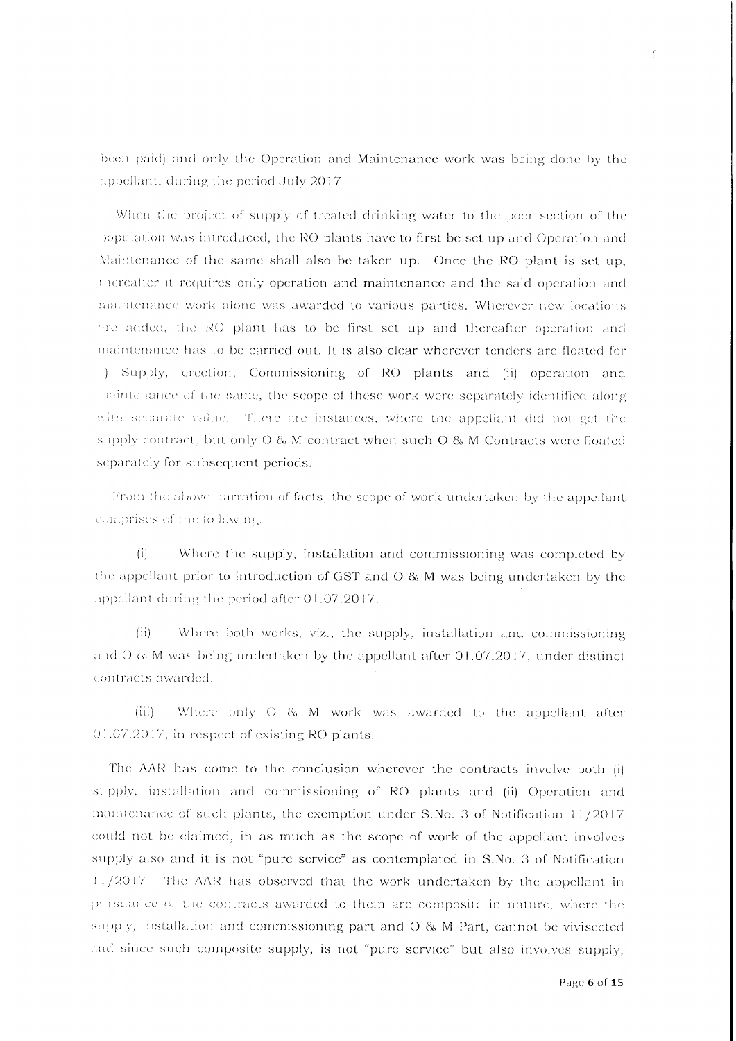been paid) and only the Operation and Maintenance work was being done by the appellant, during the period July 2017.

When the project of supply of treated drinking water to the poor section of the population was introduced, the RO plants have to first be set up and Operation and Maintenance of the same shall also be taken up. Once the RO plant is set up, thereafter it requires only operation and maintenance and the said operation and maintenance work alone was awarded to various parties. Wherever new locations are added, the RO plant has to be first set up and thereafter operation and maintenance has to be carried out. It is also clear wherever tenders are floated for (i) Supply, erection, Commissioning of RO plants and (ii) operation and maintenance of the same, the scope of these work were separately identified along with separate value. There are instances, where the appellant did not get the supply contract, but only O & M contract when such O & M Contracts were floated separately for subsequent periods.

From the above narration of facts, the scope of work undertaken by the appellant comprises of the following.

(i) Where the supply, installation and commissioning was completed by the appellant prior to introduction of GST and O & M was being undertaken by the appellant during the period after 01.07.2017.

(ii) Where both works, viz., the supply, installation and commissioning and O & M was being undertaken by the appellant after 01.07.2017, under distinct contracts awarded.

(iii) Where only O & M work was awarded to the appellant after 01.07.2017, in respect of existing RO plants.

The AAR has come to the conclusion wherever the contracts involve both (i) supply, installation and commissioning of RO plants and (ii) Operation and maintenance of such plants, the exemption under S.No. 3 of Notification 11/2017 could not be claimed, in as much as the scope of work of the appellant involves supply also and it is not "pure service" as contemplated in S.No. 3 of Notification 11/2017. The AAR has observed that the work undertaken by the appellant in pursuance of the contracts awarded to them are composite in nature, where the supply, installation and commissioning part and O & M Part, cannot be vivisected and since such composite supply, is not "pure service" but also involves supply,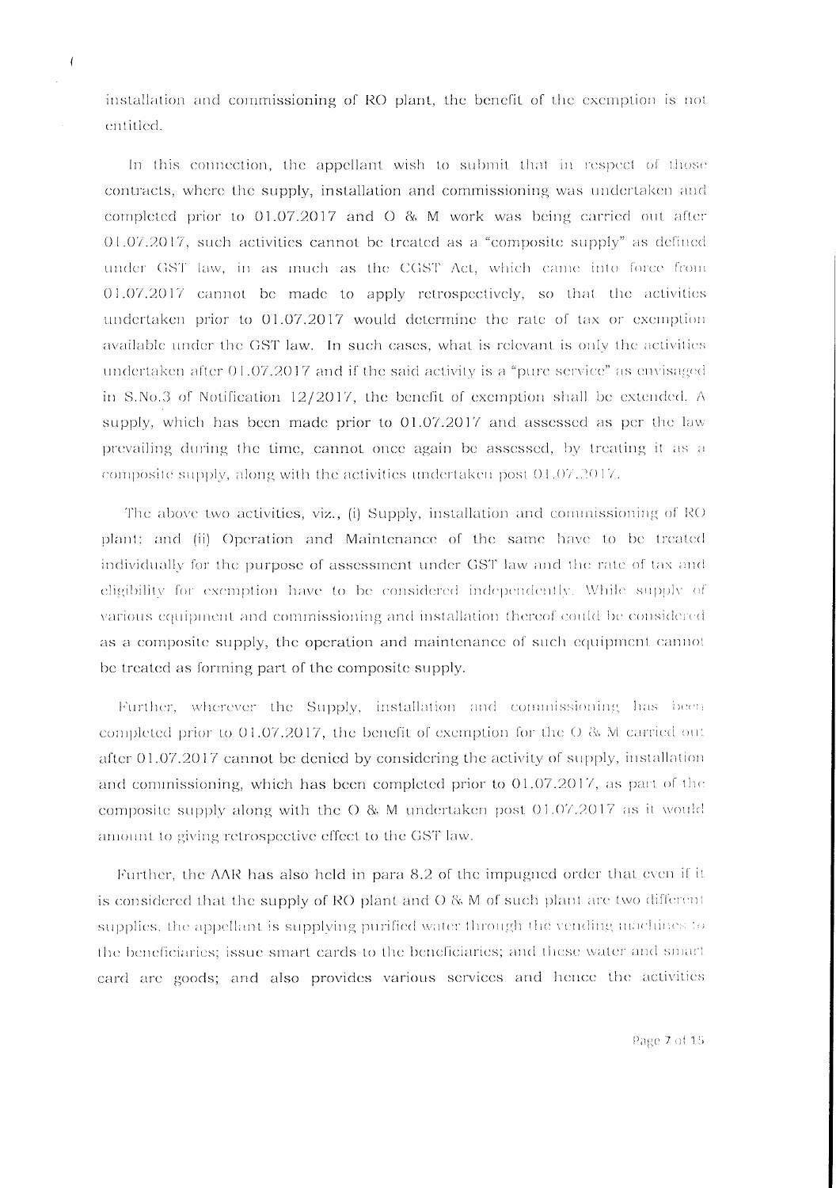installation and commissioning of RO plant, the benefit of the exemption is not entitled.

In this connection, the appellant wish to submit that in respect of those contracts, where the supply, installation and commissioning was undertaken and completed prior to 01.07.2017 and O & M work was being carried out after 01.07.2017, such activities cannot be treated as a "composite supply" as defined under GST law, in as much as the CGST Act, which came into force from 01.07.2017 cannot be made to apply retrospectively, so that the activities undertaken prior to 01.07.2017 would determine the rate of tax or exemption available under the GST law. In such cases, what is relevant is only the activities undertaken after 01.07.2017 and if the said activity is a "pure service" as envisaged in S.No.3 of Notification 12/2017, the benefit of exemption shall be extended. A supply, which has been made prior to 01.07.2017 and assessed as per the law prevailing during the time, cannot once again be assessed, by treating it as a composite supply, along with the activities undertaken post 01.07.2017.

The above two activities, viz., (i) Supply, installation and commissioning of RO plant; and (ii) Operation and Maintenance of the same have to be treated individually for the purpose of assessment under GST law and the rate of tax and eligibility for exemption have to be considered independently. While supply of various equipment and commissioning and installation thereof could be considered as a composite supply, the operation and maintenance of such equipment cannot be treated as forming part of the composite supply.

Further, wherever the Supply, installation and commissioning has been completed prior to 01.07.2017, the benefit of exemption for the O & M carried out after 01.07.2017 cannot be denied by considering the activity of supply, installation and commissioning, which has been completed prior to 01.07.2017, as part of the composite supply along with the O & M undertaken post 01.07.2017 as it would amount to giving retrospective effect to the GST law.

Further, the AAR has also held in para 8.2 of the impugned order that even if it is considered that the supply of RO plant and O & M of such plant are two different supplies, the appellant is supplying purified water through the vending machines to the beneficiaries; issue smart cards to the beneficiaries; and these water and smart card are goods; and also provides various services and hence the activities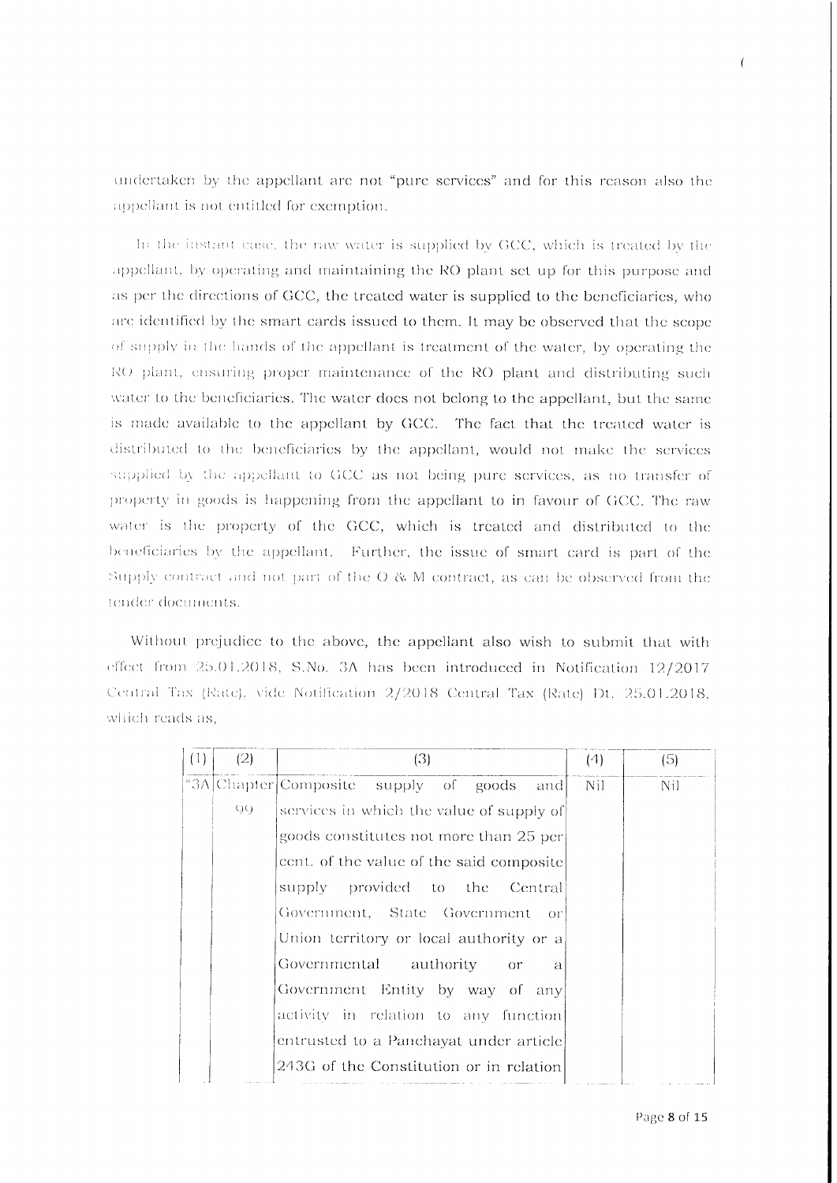undertaken by the appellant are not "pure services" and for this reason also the appellant is not entitled for exemption.

In the instant case, the raw water is supplied by GCC, which is treated by the appellant, by operating and maintaining the RO plant set up for this purpose and as per the directions of GCC, the treated water is supplied to the beneficiaries, who are identified by the smart cards issued to them. It may be observed that the scope of supply in the hands of the appellant is treatment of the water, by operating the RO plant, ensuring proper maintenance of the RO plant and distributing such water to the beneficiaries. The water does not belong to the appellant, but the same is made available to the appellant by GCC. The fact that the treated water is distributed to the beneficiaries by the appellant, would not make the services supplied by the appellant to GCC as not being pure services, as no transfer of property in goods is happening from the appellant to in favour of GCC. The raw water is the property of the GCC, which is treated and distributed to the beneficiaries by the appellant. Further, the issue of smart card is part of the Supply contract and not part of the O & M contract, as can be observed from the tender documents.

Without prejudice to the above, the appellant also wish to submit that with effect from 25.01.2018, S.No. 3A has been introduced in Notification 12/2017 Central Tax (Rate), vide Notification 2/2018 Central Tax (Rate) Dt. 25.01.2018, which reads as,

| (1) | (2) | (3) | (4) | (5) |
|---|---|---|---|---|
| "3A | Chapter 99 | Composite supply of goods and services in which the value of supply of goods constitutes not more than 25 per cent. of the value of the said composite supply provided to the Central Government, State Government or Union territory or local authority or a Governmental authority or a Government Entity by way of any activity in relation to any function entrusted to a Panchayat under article 243G of the Constitution or in relation | Nil | Nil |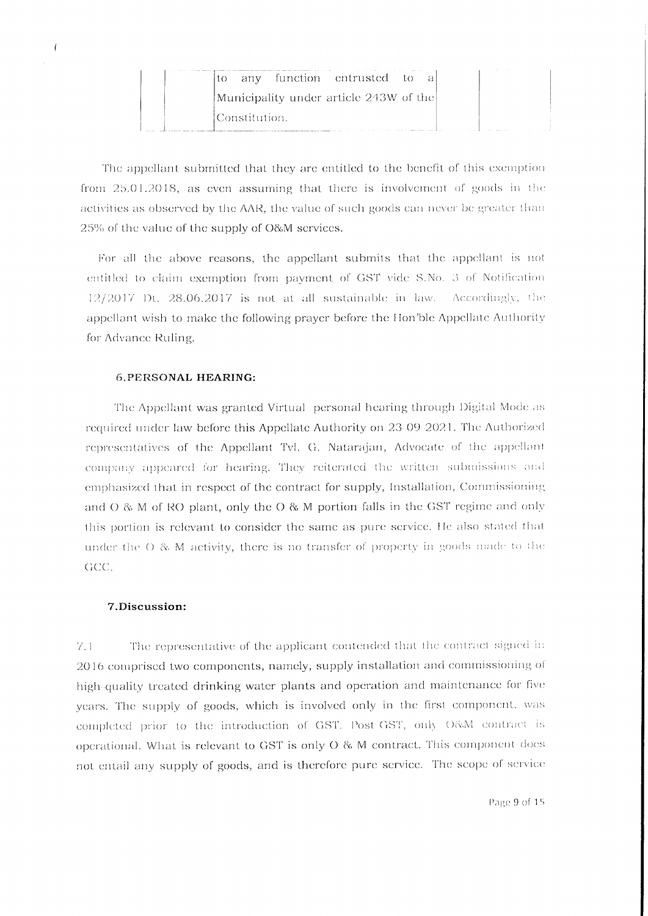| | | to any function entrusted to a Municipality under article 243W of the Constitution. | |
|---|---|---|---|

The appellant submitted that they are entitled to the benefit of this exemption from 25.01.2018, as even assuming that there is involvement of goods in the activities as observed by the AAR, the value of such goods can never be greater than 25% of the value of the supply of O&M services.

For all the above reasons, the appellant submits that the appellant is not entitled to claim exemption from payment of GST vide S.No. 3 of Notification 12/2017 Dt. 28.06.2017 is not at all sustainable in law. Accordingly, the appellant wish to make the following prayer before the Hon'ble Appellate Authority for Advance Ruling.

### 6.PERSONAL HEARING:

The Appellant was granted Virtual personal hearing through Digital Mode as required under law before this Appellate Authority on 23-09-2021. The Authorized representatives of the Appellant Tvl. G. Natarajan, Advocate of the appellant company appeared for hearing. They reiterated the written submissions and emphasized that in respect of the contract for supply, Installation, Commissioning and O & M of RO plant, only the O & M portion falls in the GST regime and only this portion is relevant to consider the same as pure service. He also stated that under the O & M activity, there is no transfer of property in goods made to the GCC.

### 7.Discussion:

7.1 The representative of the applicant contended that the contract signed in 2016 comprised two components, namely, supply installation and commissioning of high-quality treated drinking water plants and operation and maintenance for five years. The supply of goods, which is involved only in the first component, was completed prior to the introduction of GST. Post GST, only O&M contract is operational. What is relevant to GST is only O & M contract. This component does not entail any supply of goods, and is therefore pure service. The scope of service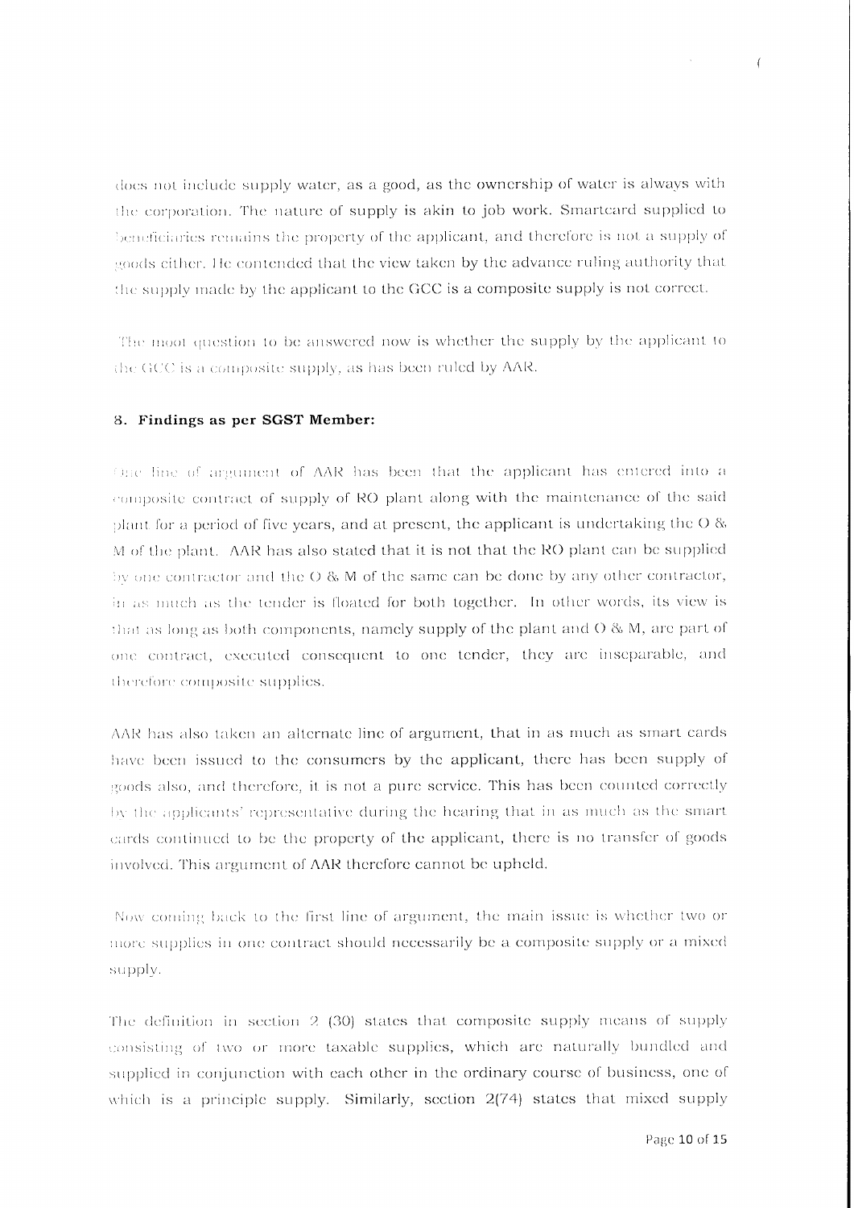does not include supply water, as a good, as the ownership of water is always with the corporation. The nature of supply is akin to job work. Smartcard supplied to beneficiaries remains the property of the applicant, and therefore is not a supply of goods either. He contended that the view taken by the advance ruling authority that the supply made by the applicant to the GCC is a composite supply is not correct.

The moot question to be answered now is whether the supply by the applicant to the GCC is a composite supply, as has been ruled by AAR.

### 8. Findings as per SGST Member:

One line of argument of AAR has been that the applicant has entered into a composite contract of supply of RO plant along with the maintenance of the said plant for a period of five years, and at present, the applicant is undertaking the O & M of the plant. AAR has also stated that it is not that the RO plant can be supplied by one contractor and the O & M of the same can be done by any other contractor, in as much as the tender is floated for both together. In other words, its view is that as long as both components, namely supply of the plant and O & M, are part of one contract, executed consequent to one tender, they are inseparable, and therefore composite supplies.

AAR has also taken an alternate line of argument, that in as much as smart cards have been issued to the consumers by the applicant, there has been supply of goods also, and therefore, it is not a pure service. This has been counted correctly by the applicants' representative during the hearing that in as much as the smart cards continued to be the property of the applicant, there is no transfer of goods involved. This argument of AAR therefore cannot be upheld.

Now coming back to the first line of argument, the main issue is whether two or more supplies in one contract should necessarily be a composite supply or a mixed supply.

The definition in section 2 (30) states that composite supply means of supply consisting of two or more taxable supplies, which are naturally bundled and supplied in conjunction with each other in the ordinary course of business, one of which is a principle supply. Similarly, section 2(74) states that mixed supply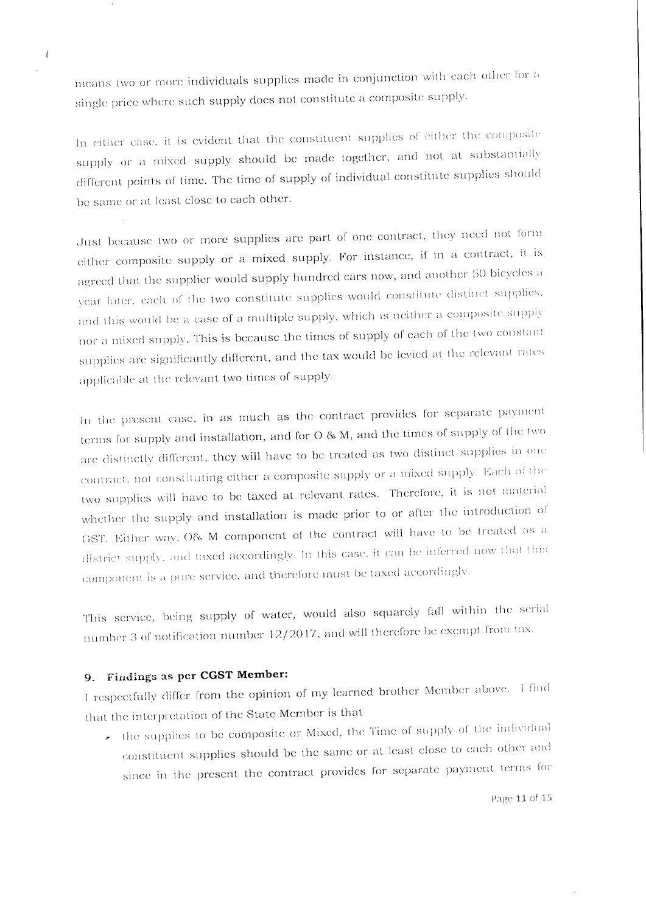means two or more individuals supplies made in conjunction with each other for a single price where such supply does not constitute a composite supply.

In either case, it is evident that the constituent supplies of either the composite supply or a mixed supply should be made together, and not at substantially different points of time. The time of supply of individual constitute supplies should be same or at least close to each other.

Just because two or more supplies are part of one contract, they need not form either composite supply or a mixed supply. For instance, if in a contract, it is agreed that the supplier would supply hundred cars now, and another 50 bicycles a year later, each of the two constitute supplies would constitute distinct supplies, and this would be a case of a multiple supply, which is neither a composite supply nor a mixed supply. This is because the times of supply of each of the two constant supplies are significantly different, and the tax would be levied at the relevant rates applicable at the relevant two times of supply.

In the present case, in as much as the contract provides for separate payment terms for supply and installation, and for O & M, and the times of supply of the two are distinctly different, they will have to be treated as two distinct supplies in one contract, not constituting either a composite supply or a mixed supply. Each of the two supplies will have to be taxed at relevant rates. Therefore, it is not material whether the supply and installation is made prior to or after the introduction of GST. Either way, O& M component of the contract will have to be treated as a district supply, and taxed accordingly. In this case, it can be inferred now that this component is a pure service, and therefore must be taxed accordingly.

This service, being supply of water, would also squarely fall within the serial number 3 of notification number 12/2017, and will therefore be exempt from tax.

## 9. Findings as per CGST Member:

I respectfully differ from the opinion of my learned brother Member above. I find that the interpretation of the State Member is that

- the supplies to be composite or Mixed, the Time of supply of the individual constituent supplies should be the same or at least close to each other and since in the present the contract provides for separate payment terms for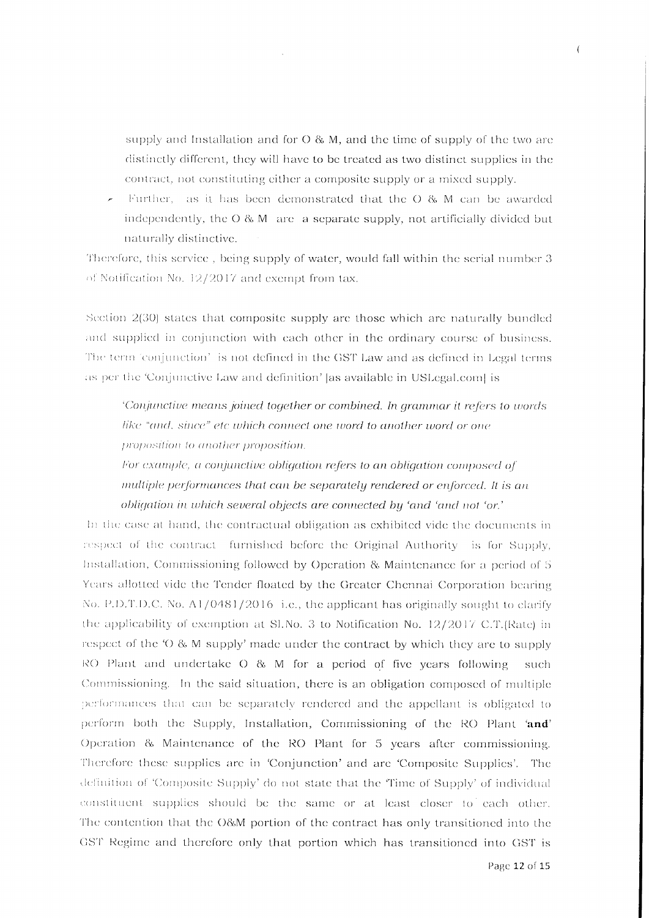supply and Installation and for O & M, and the time of supply of the two are distinctly different, they will have to be treated as two distinct supplies in the contract, not constituting either a composite supply or a mixed supply.

- Further, as it has been demonstrated that the O & M can be awarded independently, the O & M are a separate supply, not artificially divided but naturally distinctive.

Therefore, this service , being supply of water, would fall within the serial number 3 of Notification No. 12/2017 and exempt from tax.

Section 2(30) states that composite supply are those which are naturally bundled and supplied in conjunction with each other in the ordinary course of business. The term 'conjunction' is not defined in the GST Law and as defined in Legal terms as per the 'Conjunctive Law and definition' [as available in USLegal.com] is

> *'Conjunctive means joined together or combined. In grammar it refers to words like "and, since" etc which connect one word to another word or one proposition to another proposition.*
>
> *For example, a conjunctive obligation refers to an obligation composed of multiple performances that can be separately rendered or enforced. It is an obligation in which several objects are connected by 'and 'and not 'or.'*

In the case at hand, the contractual obligation as exhibited vide the documents in respect of the contract furnished before the Original Authority is for Supply, Installation, Commissioning followed by Operation & Maintenance for a period of 5 Years allotted vide the Tender floated by the Greater Chennai Corporation bearing No. P.D.T.D.C. No. A1/0481/2016 i.e., the applicant has originally sought to clarify the applicability of exemption at Sl.No. 3 to Notification No. 12/2017 C.T.(Rate) in respect of the 'O & M supply' made under the contract by which they are to supply RO Plant and undertake O & M for a period of five years following such Commissioning. In the said situation, there is an obligation composed of multiple performances that can be separately rendered and the appellant is obligated to perform both the Supply, Installation, Commissioning of the RO Plant '**and**' Operation & Maintenance of the RO Plant for 5 years after commissioning. Therefore these supplies are in 'Conjunction' and are 'Composite Supplies'. The definition of 'Composite Supply' do not state that the 'Time of Supply' of individual constituent supplies should be the same or at least closer to each other. The contention that the O&M portion of the contract has only transitioned into the GST Regime and therefore only that portion which has transitioned into GST is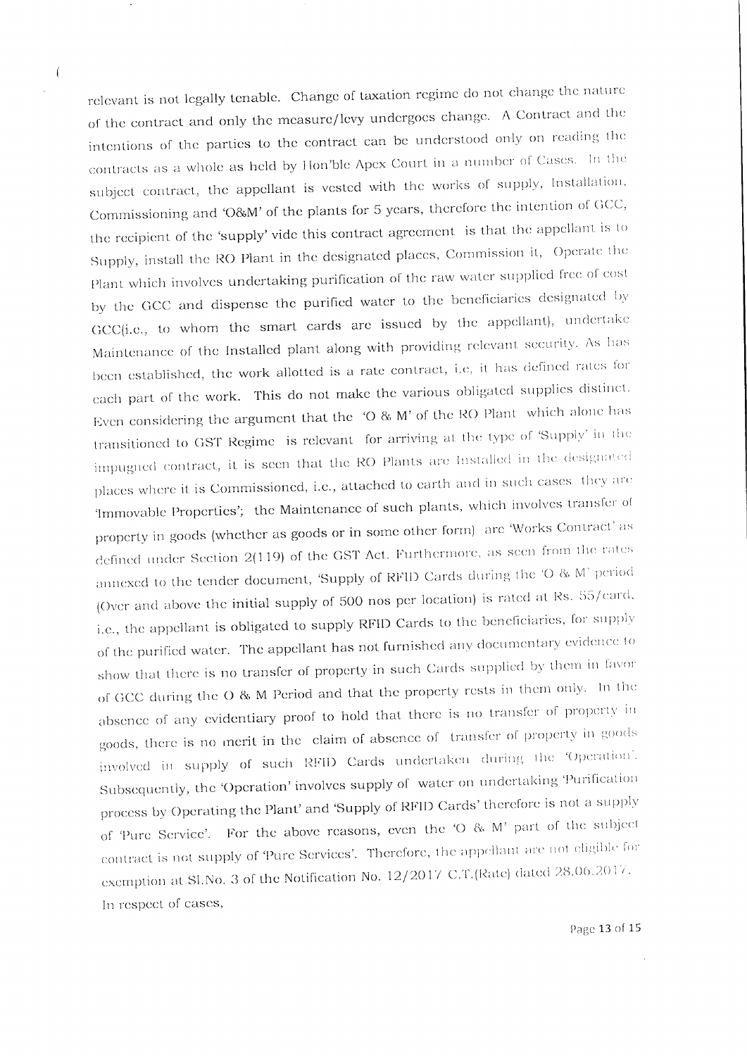relevant is not legally tenable. Change of taxation regime do not change the nature of the contract and only the measure/levy undergoes change. A Contract and the intentions of the parties to the contract can be understood only on reading the contracts as a whole as held by Hon'ble Apex Court in a number of Cases. In the subject contract, the appellant is vested with the works of supply, Installation, Commissioning and 'O&M' of the plants for 5 years, therefore the intention of GCC, the recipient of the 'supply' vide this contract agreement is that the appellant is to Supply, install the RO Plant in the designated places, Commission it, Operate the Plant which involves undertaking purification of the raw water supplied free of cost by the GCC and dispense the purified water to the beneficiaries designated by GCC(i.e., to whom the smart cards are issued by the appellant), undertake Maintenance of the Installed plant along with providing relevant security. As has been established, the work allotted is a rate contract, i.e, it has defined rates for each part of the work. This do not make the various obligated supplies distinct. Even considering the argument that the 'O & M' of the RO Plant which alone has transitioned to GST Regime is relevant for arriving at the type of 'Supply' in the impugned contract, it is seen that the RO Plants are Installed in the designated places where it is Commissioned, i.e., attached to earth and in such cases they are 'Immovable Properties'; the Maintenance of such plants, which involves transfer of property in goods (whether as goods or in some other form) are 'Works Contract' as defined under Section 2(119) of the GST Act. Furthermore, as seen from the rates annexed to the tender document, 'Supply of RFID Cards during the 'O & M' period (Over and above the initial supply of 500 nos per location) is rated at Rs. 55/card, i.e., the appellant is obligated to supply RFID Cards to the beneficiaries, for supply of the purified water. The appellant has not furnished any documentary evidence to show that there is no transfer of property in such Cards supplied by them in favor of GCC during the O & M Period and that the property rests in them only. In the absence of any evidentiary proof to hold that there is no transfer of property in goods, there is no merit in the claim of absence of transfer of property in goods involved in supply of such RFID Cards undertaken during the 'Operation'. Subsequently, the 'Operation' involves supply of water on undertaking 'Purification process by Operating the Plant' and 'Supply of RFID Cards' therefore is not a supply of 'Pure Service'. For the above reasons, even the 'O & M' part of the subject contract is not supply of 'Pure Services'. Therefore, the appellant are not eligible for exemption at Sl.No. 3 of the Notification No. 12/2017 C.T.(Rate) dated 28.06.2017. In respect of cases,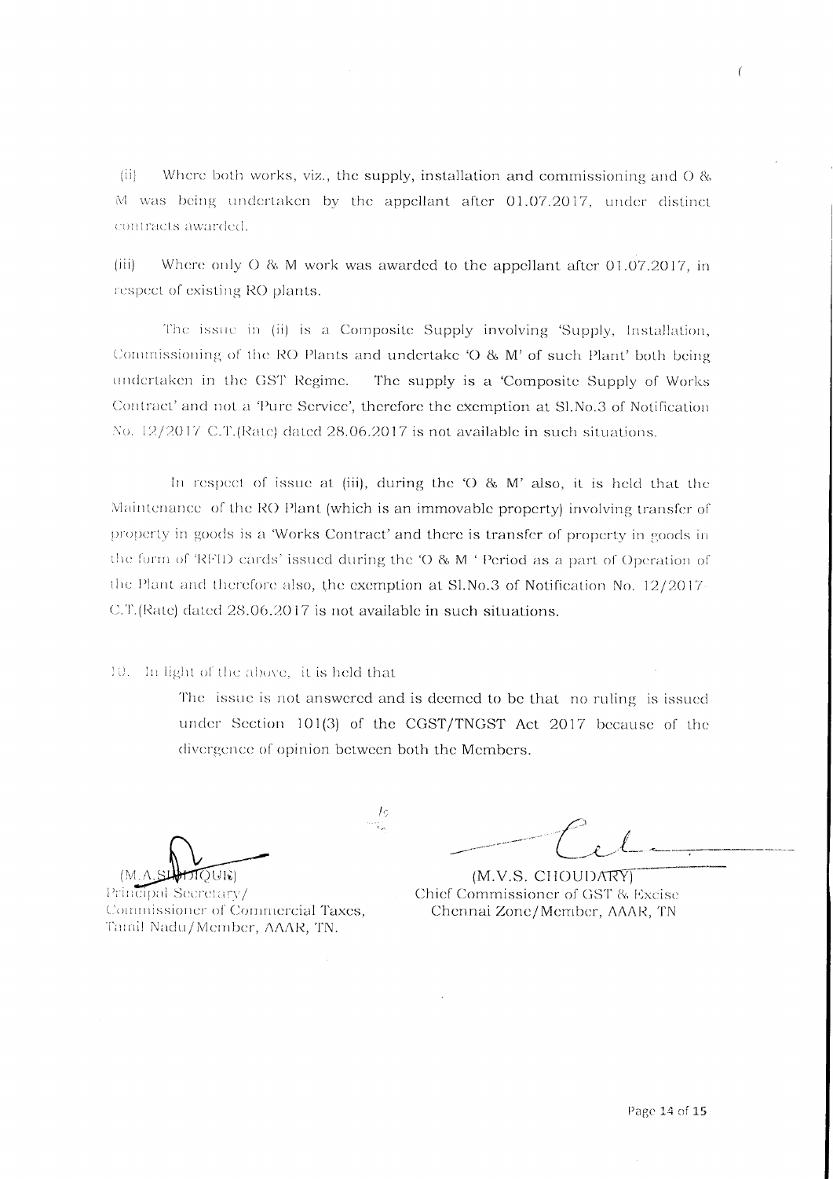(ii) Where both works, viz., the supply, installation and commissioning and O & M was being undertaken by the appellant after 01.07.2017, under distinct contracts awarded.

(iii) Where only O & M work was awarded to the appellant after 01.07.2017, in respect of existing RO plants.

The issue in (ii) is a Composite Supply involving 'Supply, Installation, Commissioning of the RO Plants and undertake 'O & M' of such Plant' both being undertaken in the GST Regime. The supply is a 'Composite Supply of Works Contract' and not a 'Pure Service', therefore the exemption at Sl.No.3 of Notification No. 12/2017 C.T.(Rate) dated 28.06.2017 is not available in such situations.

In respect of issue at (iii), during the 'O & M' also, it is held that the Maintenance of the RO Plant (which is an immovable property) involving transfer of property in goods is a 'Works Contract' and there is transfer of property in goods in the form of 'RFID cards' issued during the 'O & M ' Period as a part of Operation of the Plant and therefore also, the exemption at Sl.No.3 of Notification No. 12/2017-C.T.(Rate) dated 28.06.2017 is not available in such situations.

10. In light of the above, it is held that

The issue is not answered and is deemed to be that no ruling is issued under Section 101(3) of the CGST/TNGST Act 2017 because of the divergence of opinion between both the Members.

(M.A.SIDDIQUE)
Principal Secretary/
Commissioner of Commercial Taxes,
Tamil Nadu/Member, AAAR, TN.

(M.V.S. CHOUDARY)
Chief Commissioner of GST & Excise
Chennai Zone/Member, AAAR, TN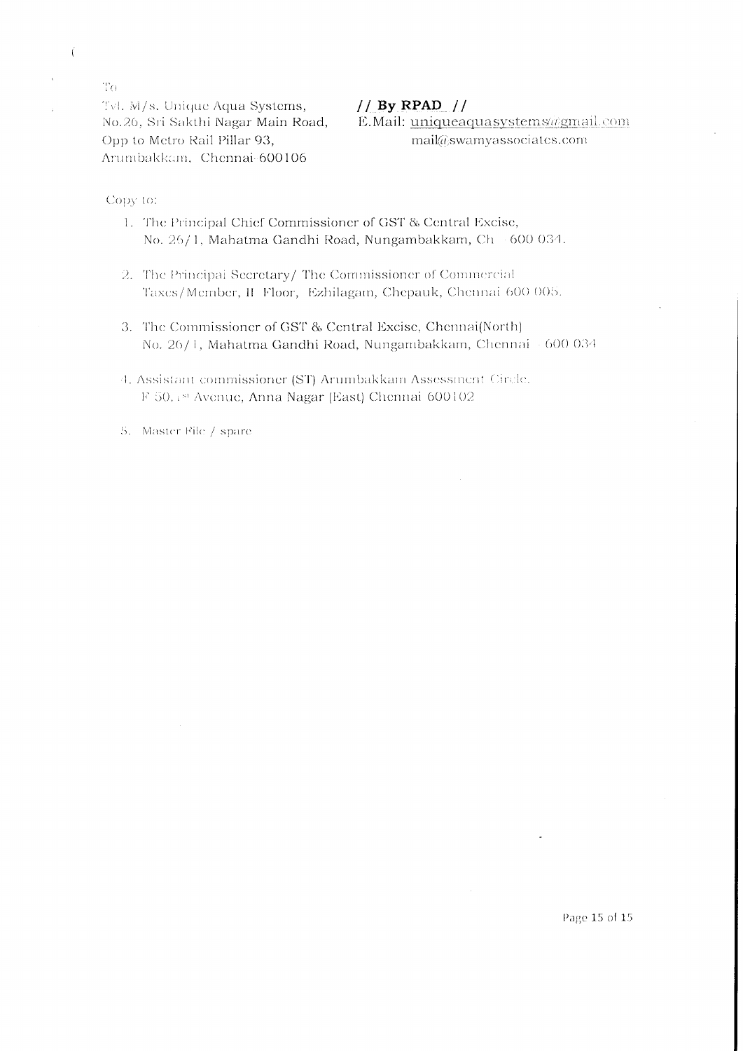To

Tvl. M/s. Unique Aqua Systems,
No.26, Sri Sakthi Nagar Main Road,
Opp to Metro Rail Pillar 93,
Arumbakkam, Chennai-600106

**// By RPAD //**
E.Mail: uniqueaquasystems@gmail.com
mail@swamyassociates.com

Copy to:

1. The Principal Chief Commissioner of GST & Central Excise, No. 26/1, Mahatma Gandhi Road, Nungambakkam, Ch - 600 034.
2. The Principal Secretary/ The Commissioner of Commercial Taxes/Member, II Floor, Ezhilagam, Chepauk, Chennai 600 005.
3. The Commissioner of GST & Central Excise, Chennai(North) No. 26/1, Mahatma Gandhi Road, Nungambakkam, Chennai - 600 034
4. Assistant commissioner (ST) Arumbakkam Assessment Circle, F 50, 1st Avenue, Anna Nagar (East) Chennai 600102
5. Master File / spare